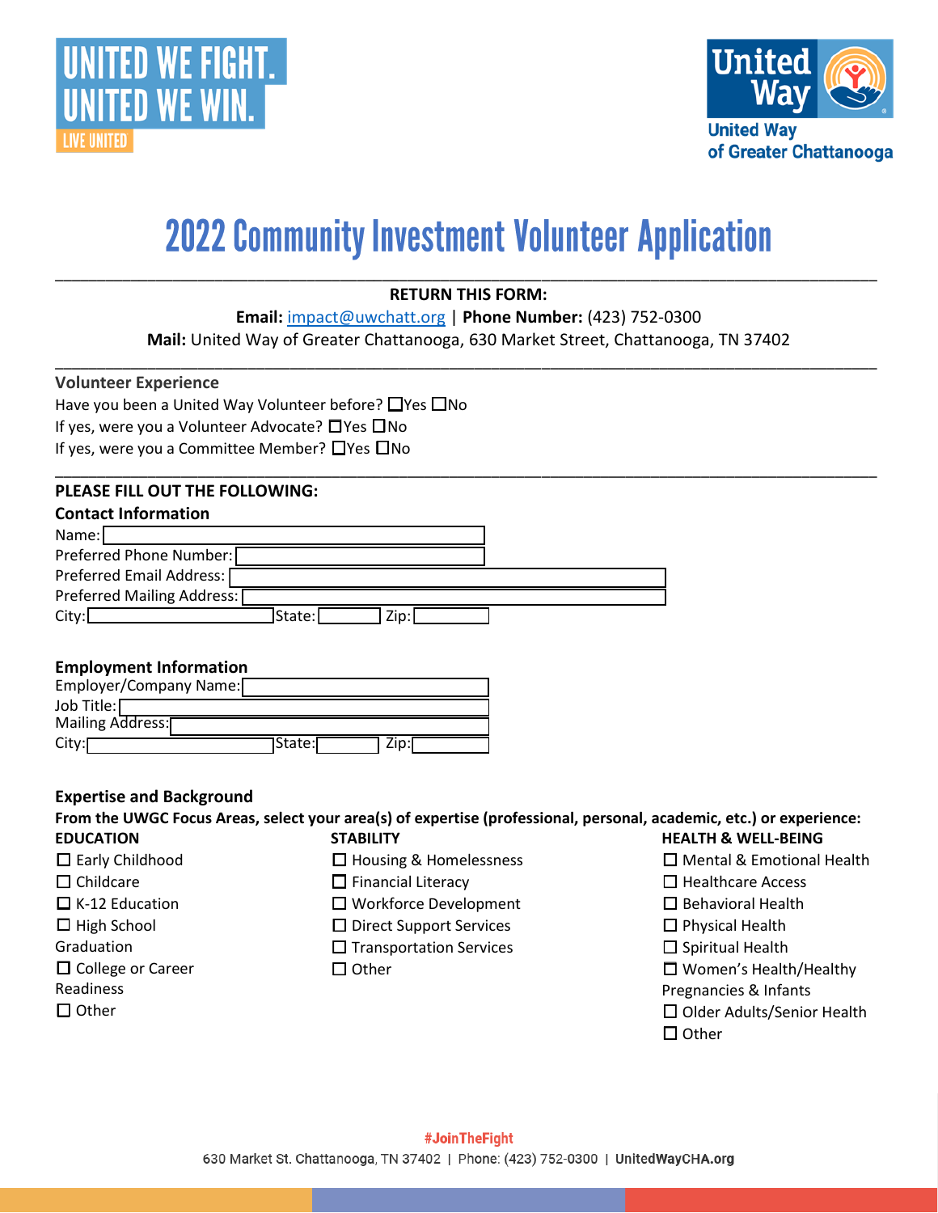UNITED WE FIGHT.
UNITED WE WIN.
LIVE UNITED

United Way
United Way of Greater Chattanooga

# 2022 Community Investment Volunteer Application

**RETURN THIS FORM:**

**Email:** impact@uwchatt.org | **Phone Number:** (423) 752-0300

**Mail:** United Way of Greater Chattanooga, 630 Market Street, Chattanooga, TN 37402

---

**Volunteer Experience**

Have you been a United Way Volunteer before? ☐Yes ☐No

If yes, were you a Volunteer Advocate? ☐Yes ☐No

If yes, were you a Committee Member? ☐Yes ☐No

---

**PLEASE FILL OUT THE FOLLOWING:**

**Contact Information**

Name:

Preferred Phone Number:

Preferred Email Address:

Preferred Mailing Address:

City: State: Zip:

**Employment Information**

Employer/Company Name:

Job Title:

Mailing Address:

City: State: Zip:

**Expertise and Background**

**From the UWGC Focus Areas, select your area(s) of expertise (professional, personal, academic, etc.) or experience:**

**EDUCATION**

- ☐ Early Childhood
- ☐ Childcare
- ☐ K-12 Education
- ☐ High School Graduation
- ☐ College or Career Readiness
- ☐ Other

**STABILITY**

- ☐ Housing & Homelessness
- ☐ Financial Literacy
- ☐ Workforce Development
- ☐ Direct Support Services
- ☐ Transportation Services
- ☐ Other

**HEALTH & WELL-BEING**

- ☐ Mental & Emotional Health
- ☐ Healthcare Access
- ☐ Behavioral Health
- ☐ Physical Health
- ☐ Spiritual Health
- ☐ Women's Health/Healthy Pregnancies & Infants
- ☐ Older Adults/Senior Health
- ☐ Other

#JoinTheFight

630 Market St. Chattanooga, TN 37402 | Phone: (423) 752-0300 | UnitedWayCHA.org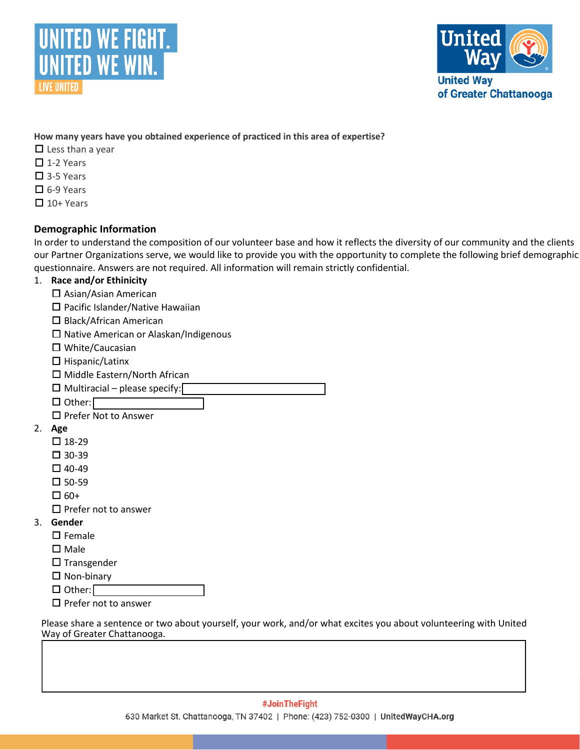**How many years have you obtained experience of practiced in this area of expertise?**

- ☐ Less than a year
- ☐ 1-2 Years
- ☐ 3-5 Years
- ☐ 6-9 Years
- ☐ 10+ Years

### Demographic Information

In order to understand the composition of our volunteer base and how it reflects the diversity of our community and the clients our Partner Organizations serve, we would like to provide you with the opportunity to complete the following brief demographic questionnaire. Answers are not required. All information will remain strictly confidential.

1. **Race and/or Ethinicity**
   - ☐ Asian/Asian American
   - ☐ Pacific Islander/Native Hawaiian
   - ☐ Black/African American
   - ☐ Native American or Alaskan/Indigenous
   - ☐ White/Caucasian
   - ☐ Hispanic/Latinx
   - ☐ Middle Eastern/North African
   - ☐ Multiracial – please specify: ____________________
   - ☐ Other: ____________________
   - ☐ Prefer Not to Answer
2. **Age**
   - ☐ 18-29
   - ☐ 30-39
   - ☐ 40-49
   - ☐ 50-59
   - ☐ 60+
   - ☐ Prefer not to answer
3. **Gender**
   - ☐ Female
   - ☐ Male
   - ☐ Transgender
   - ☐ Non-binary
   - ☐ Other: ____________________
   - ☐ Prefer not to answer

Please share a sentence or two about yourself, your work, and/or what excites you about volunteering with United Way of Greater Chattanooga.

____________________

#JoinTheFight

630 Market St. Chattanooga, TN 37402 | Phone: (423) 752-0300 | UnitedWayCHA.org